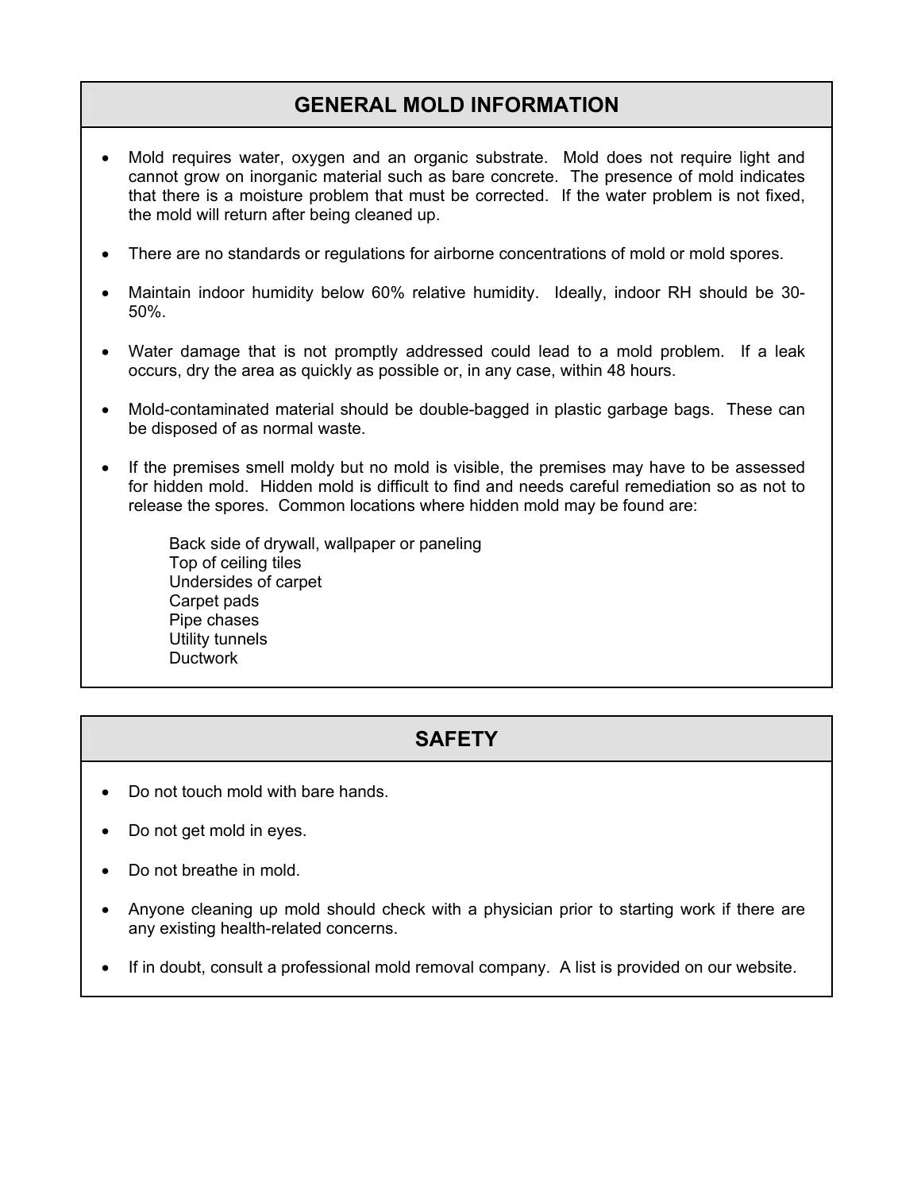## GENERAL MOLD INFORMATION

- Mold requires water, oxygen and an organic substrate. Mold does not require light and cannot grow on inorganic material such as bare concrete. The presence of mold indicates that there is a moisture problem that must be corrected. If the water problem is not fixed, the mold will return after being cleaned up.
- There are no standards or regulations for airborne concentrations of mold or mold spores.
- Maintain indoor humidity below 60% relative humidity. Ideally, indoor RH should be 30-50%.
- Water damage that is not promptly addressed could lead to a mold problem. If a leak occurs, dry the area as quickly as possible or, in any case, within 48 hours.
- Mold-contaminated material should be double-bagged in plastic garbage bags. These can be disposed of as normal waste.
- If the premises smell moldy but no mold is visible, the premises may have to be assessed for hidden mold. Hidden mold is difficult to find and needs careful remediation so as not to release the spores. Common locations where hidden mold may be found are:

  Back side of drywall, wallpaper or paneling
  Top of ceiling tiles
  Undersides of carpet
  Carpet pads
  Pipe chases
  Utility tunnels
  Ductwork

## SAFETY

- Do not touch mold with bare hands.
- Do not get mold in eyes.
- Do not breathe in mold.
- Anyone cleaning up mold should check with a physician prior to starting work if there are any existing health-related concerns.
- If in doubt, consult a professional mold removal company. A list is provided on our website.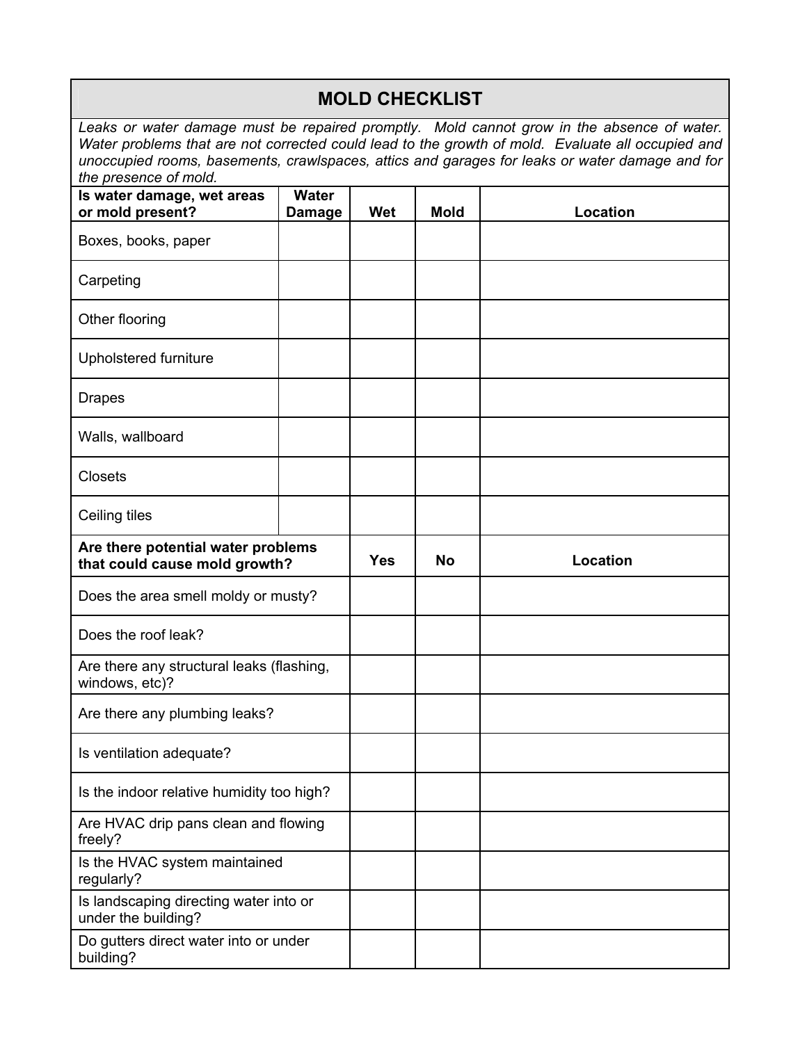# MOLD CHECKLIST

*Leaks or water damage must be repaired promptly. Mold cannot grow in the absence of water. Water problems that are not corrected could lead to the growth of mold. Evaluate all occupied and unoccupied rooms, basements, crawlspaces, attics and garages for leaks or water damage and for the presence of mold.*

| **Is water damage, wet areas or mold present?** | **Water Damage** | **Wet** | **Mold** | **Location** |
|---|---|---|---|---|
| Boxes, books, paper | | | | |
| Carpeting | | | | |
| Other flooring | | | | |
| Upholstered furniture | | | | |
| Drapes | | | | |
| Walls, wallboard | | | | |
| Closets | | | | |
| Ceiling tiles | | | | |

| **Are there potential water problems that could cause mold growth?** | **Yes** | **No** | **Location** |
|---|---|---|---|
| Does the area smell moldy or musty? | | | |
| Does the roof leak? | | | |
| Are there any structural leaks (flashing, windows, etc)? | | | |
| Are there any plumbing leaks? | | | |
| Is ventilation adequate? | | | |
| Is the indoor relative humidity too high? | | | |
| Are HVAC drip pans clean and flowing freely? | | | |
| Is the HVAC system maintained regularly? | | | |
| Is landscaping directing water into or under the building? | | | |
| Do gutters direct water into or under building? | | | |